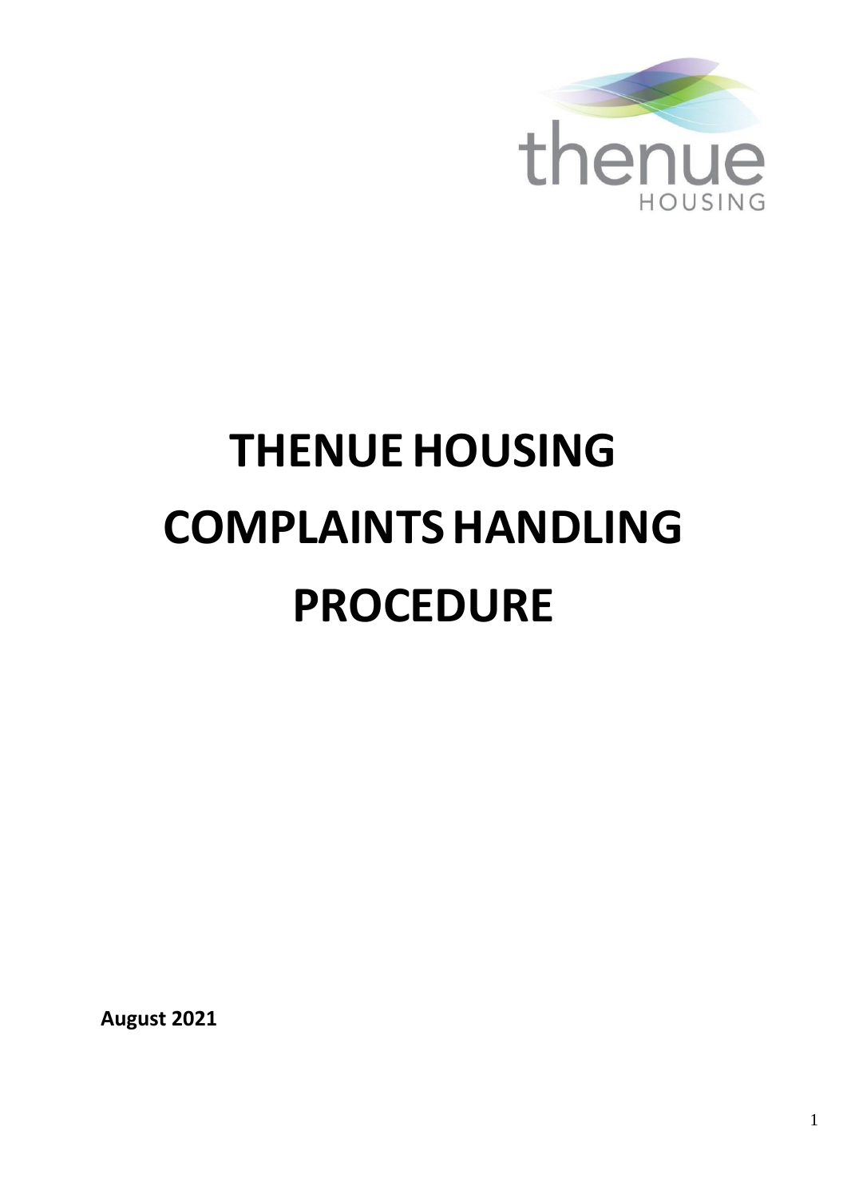# THENUE HOUSING COMPLAINTS HANDLING PROCEDURE

**August 2021**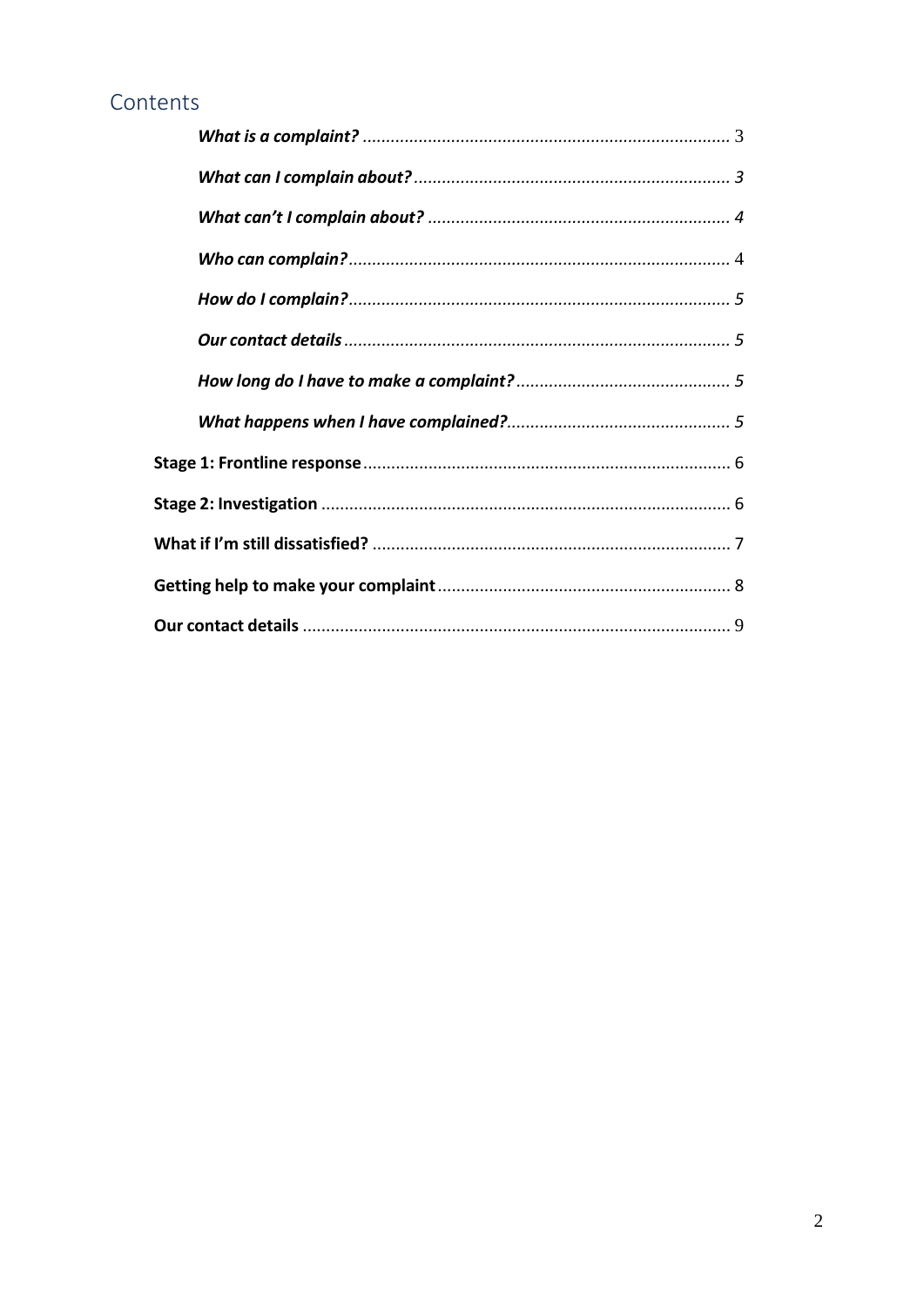## Contents

- ***What is a complaint?*** .......... 3
- ***What can I complain about?*** .......... *3*
- ***What can't I complain about?*** .......... *4*
- ***Who can complain?*** .......... 4
- ***How do I complain?*** .......... *5*
- ***Our contact details*** .......... *5*
- ***How long do I have to make a complaint?*** .......... *5*
- ***What happens when I have complained?*** .......... *5*

**Stage 1: Frontline response** .......... 6

**Stage 2: Investigation** .......... 6

**What if I'm still dissatisfied?** .......... 7

**Getting help to make your complaint** .......... 8

**Our contact details** .......... 9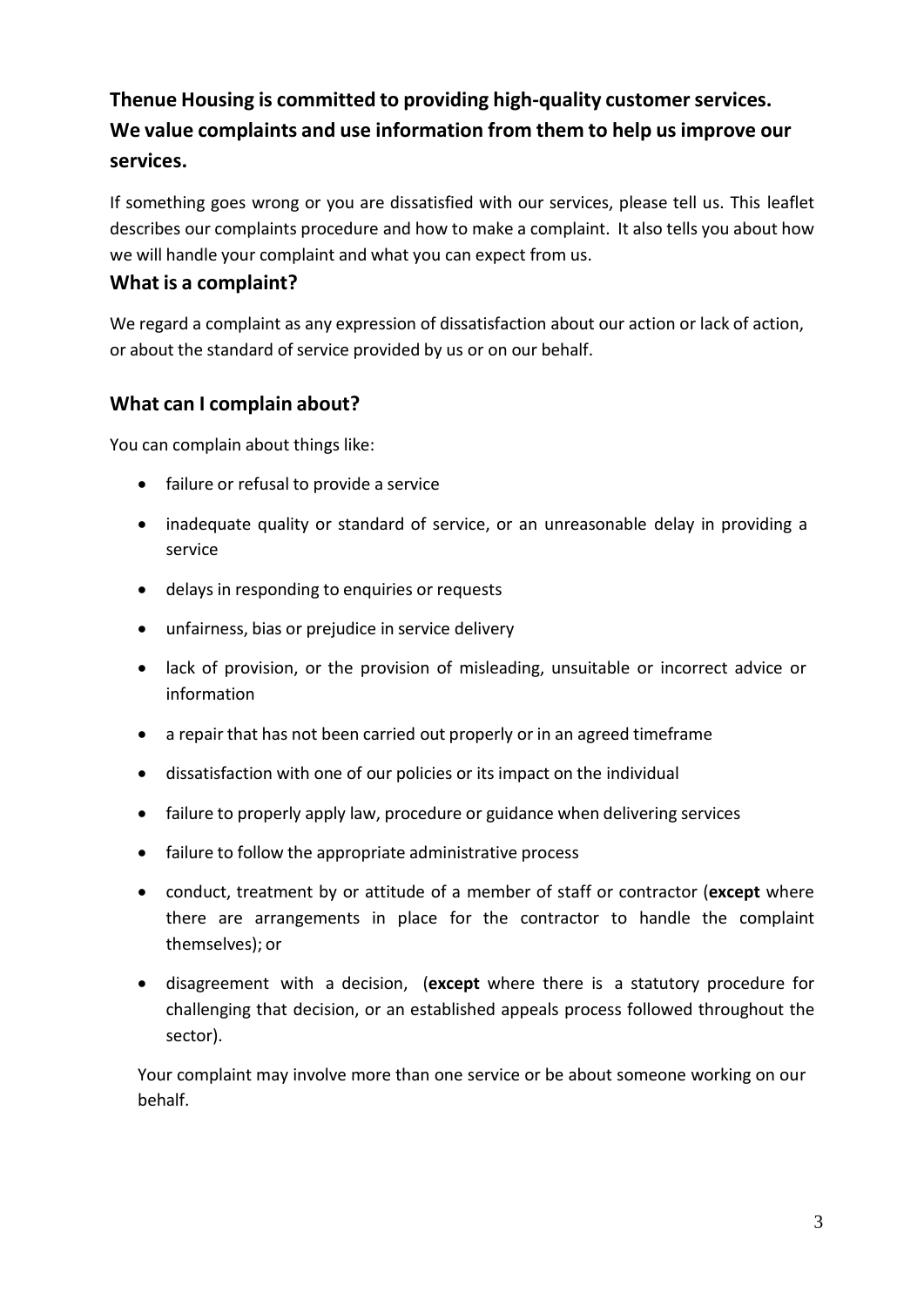**Thenue Housing is committed to providing high-quality customer services. We value complaints and use information from them to help us improve our services.**

If something goes wrong or you are dissatisfied with our services, please tell us. This leaflet describes our complaints procedure and how to make a complaint. It also tells you about how we will handle your complaint and what you can expect from us.

## What is a complaint?

We regard a complaint as any expression of dissatisfaction about our action or lack of action, or about the standard of service provided by us or on our behalf.

## What can I complain about?

You can complain about things like:

- failure or refusal to provide a service
- inadequate quality or standard of service, or an unreasonable delay in providing a service
- delays in responding to enquiries or requests
- unfairness, bias or prejudice in service delivery
- lack of provision, or the provision of misleading, unsuitable or incorrect advice or information
- a repair that has not been carried out properly or in an agreed timeframe
- dissatisfaction with one of our policies or its impact on the individual
- failure to properly apply law, procedure or guidance when delivering services
- failure to follow the appropriate administrative process
- conduct, treatment by or attitude of a member of staff or contractor (**except** where there are arrangements in place for the contractor to handle the complaint themselves); or
- disagreement with a decision, (**except** where there is a statutory procedure for challenging that decision, or an established appeals process followed throughout the sector).

Your complaint may involve more than one service or be about someone working on our behalf.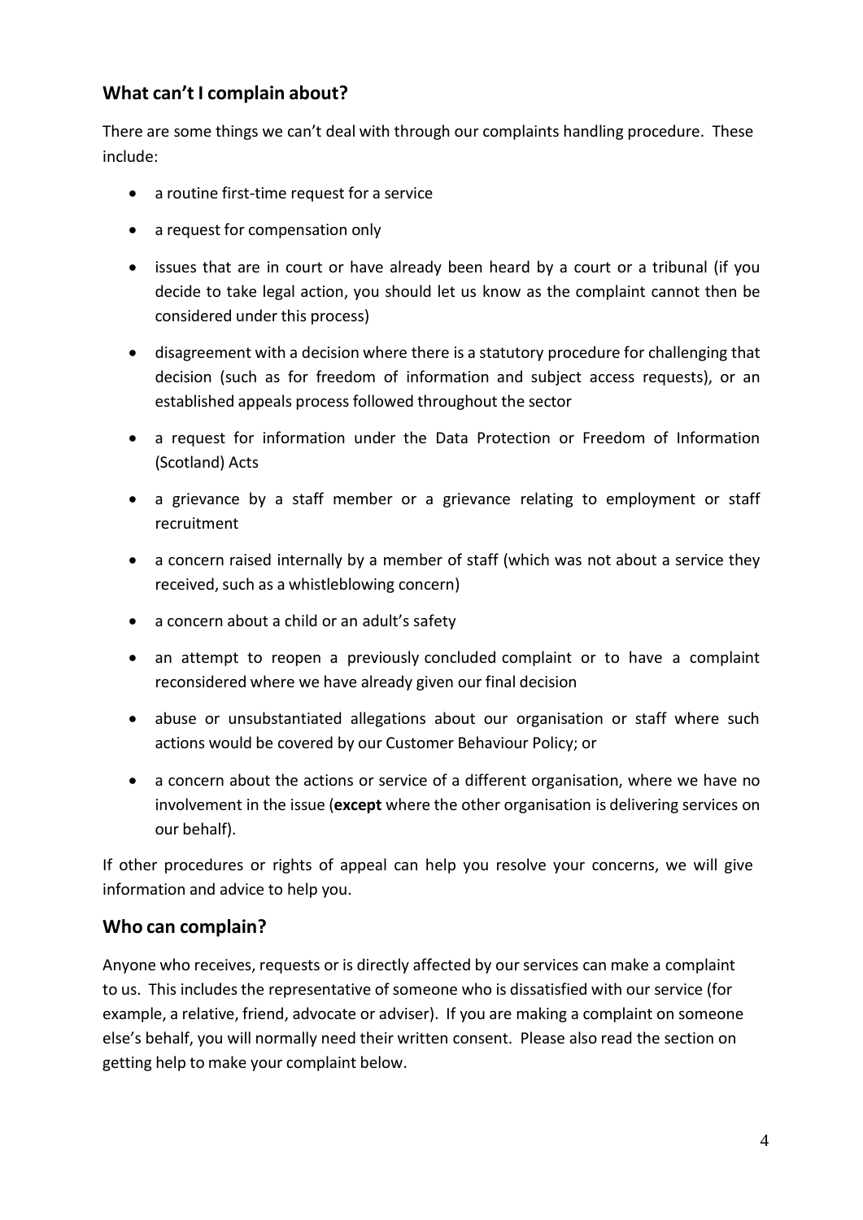## What can't I complain about?

There are some things we can't deal with through our complaints handling procedure. These include:

- a routine first-time request for a service
- a request for compensation only
- issues that are in court or have already been heard by a court or a tribunal (if you decide to take legal action, you should let us know as the complaint cannot then be considered under this process)
- disagreement with a decision where there is a statutory procedure for challenging that decision (such as for freedom of information and subject access requests), or an established appeals process followed throughout the sector
- a request for information under the Data Protection or Freedom of Information (Scotland) Acts
- a grievance by a staff member or a grievance relating to employment or staff recruitment
- a concern raised internally by a member of staff (which was not about a service they received, such as a whistleblowing concern)
- a concern about a child or an adult's safety
- an attempt to reopen a previously concluded complaint or to have a complaint reconsidered where we have already given our final decision
- abuse or unsubstantiated allegations about our organisation or staff where such actions would be covered by our Customer Behaviour Policy; or
- a concern about the actions or service of a different organisation, where we have no involvement in the issue (**except** where the other organisation is delivering services on our behalf).

If other procedures or rights of appeal can help you resolve your concerns, we will give information and advice to help you.

## Who can complain?

Anyone who receives, requests or is directly affected by our services can make a complaint to us. This includes the representative of someone who is dissatisfied with our service (for example, a relative, friend, advocate or adviser). If you are making a complaint on someone else's behalf, you will normally need their written consent. Please also read the section on getting help to make your complaint below.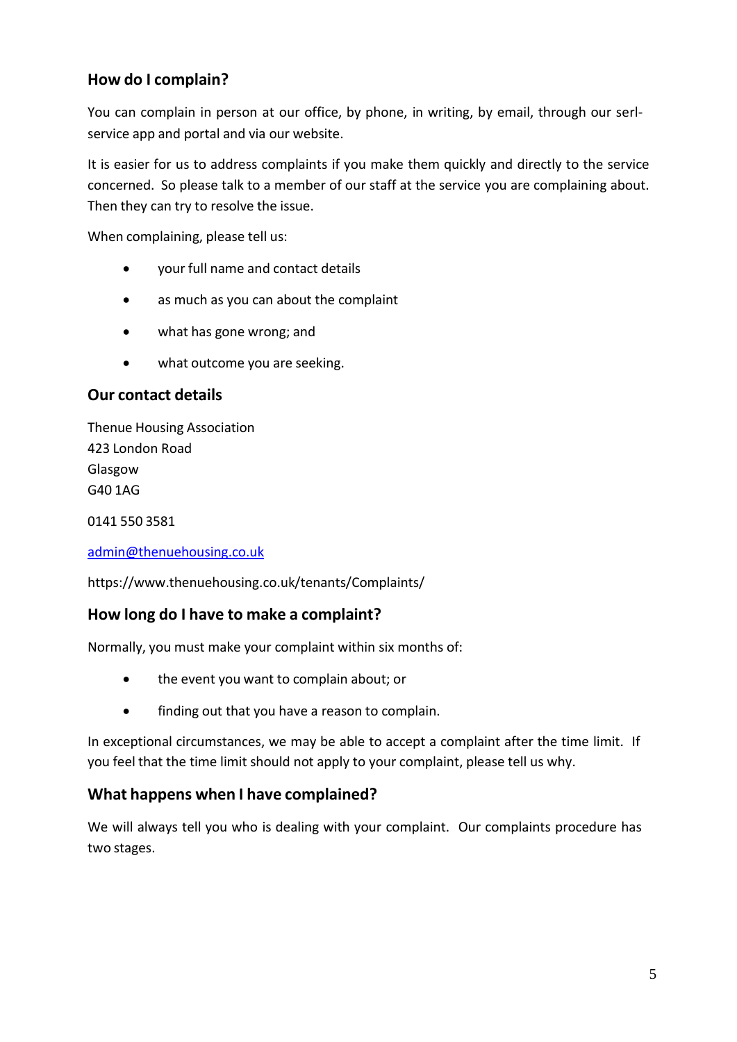## How do I complain?

You can complain in person at our office, by phone, in writing, by email, through our serl-service app and portal and via our website.

It is easier for us to address complaints if you make them quickly and directly to the service concerned. So please talk to a member of our staff at the service you are complaining about. Then they can try to resolve the issue.

When complaining, please tell us:

- your full name and contact details
- as much as you can about the complaint
- what has gone wrong; and
- what outcome you are seeking.

## Our contact details

Thenue Housing Association
423 London Road
Glasgow
G40 1AG

0141 550 3581

admin@thenuehousing.co.uk

https://www.thenuehousing.co.uk/tenants/Complaints/

## How long do I have to make a complaint?

Normally, you must make your complaint within six months of:

- the event you want to complain about; or
- finding out that you have a reason to complain.

In exceptional circumstances, we may be able to accept a complaint after the time limit. If you feel that the time limit should not apply to your complaint, please tell us why.

## What happens when I have complained?

We will always tell you who is dealing with your complaint. Our complaints procedure has two stages.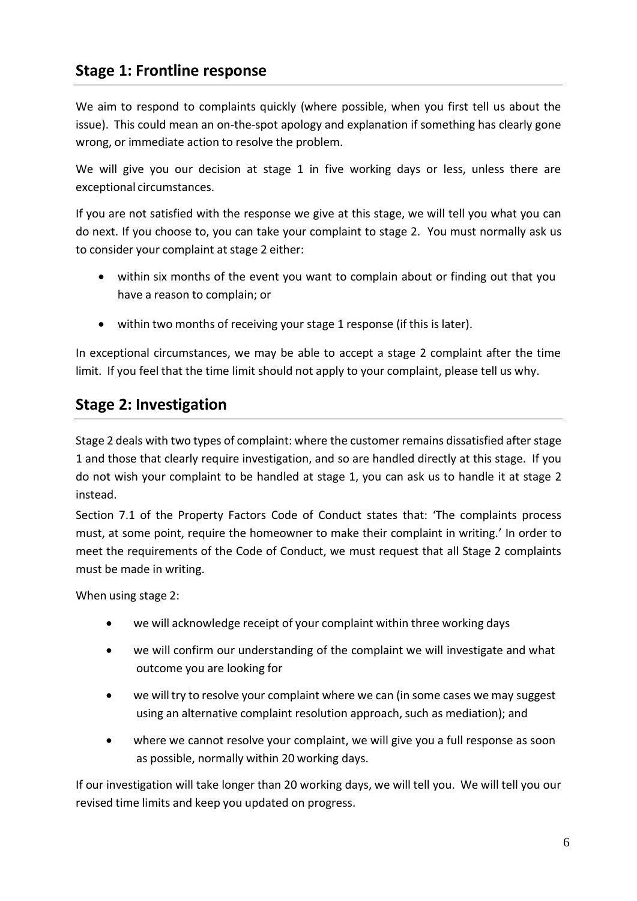## Stage 1: Frontline response

We aim to respond to complaints quickly (where possible, when you first tell us about the issue). This could mean an on-the-spot apology and explanation if something has clearly gone wrong, or immediate action to resolve the problem.

We will give you our decision at stage 1 in five working days or less, unless there are exceptional circumstances.

If you are not satisfied with the response we give at this stage, we will tell you what you can do next. If you choose to, you can take your complaint to stage 2. You must normally ask us to consider your complaint at stage 2 either:

- within six months of the event you want to complain about or finding out that you have a reason to complain; or
- within two months of receiving your stage 1 response (if this is later).

In exceptional circumstances, we may be able to accept a stage 2 complaint after the time limit. If you feel that the time limit should not apply to your complaint, please tell us why.

## Stage 2: Investigation

Stage 2 deals with two types of complaint: where the customer remains dissatisfied after stage 1 and those that clearly require investigation, and so are handled directly at this stage. If you do not wish your complaint to be handled at stage 1, you can ask us to handle it at stage 2 instead.

Section 7.1 of the Property Factors Code of Conduct states that: 'The complaints process must, at some point, require the homeowner to make their complaint in writing.' In order to meet the requirements of the Code of Conduct, we must request that all Stage 2 complaints must be made in writing.

When using stage 2:

- we will acknowledge receipt of your complaint within three working days
- we will confirm our understanding of the complaint we will investigate and what outcome you are looking for
- we will try to resolve your complaint where we can (in some cases we may suggest using an alternative complaint resolution approach, such as mediation); and
- where we cannot resolve your complaint, we will give you a full response as soon as possible, normally within 20 working days.

If our investigation will take longer than 20 working days, we will tell you. We will tell you our revised time limits and keep you updated on progress.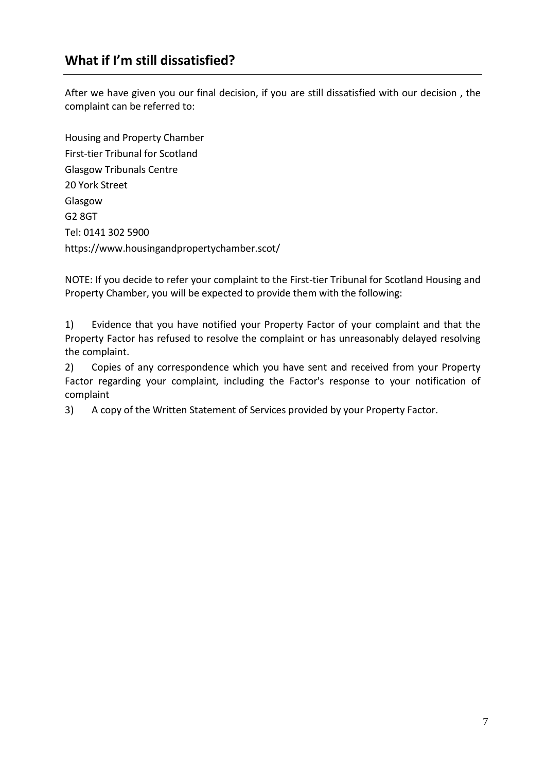## What if I'm still dissatisfied?

After we have given you our final decision, if you are still dissatisfied with our decision , the complaint can be referred to:

Housing and Property Chamber
First-tier Tribunal for Scotland
Glasgow Tribunals Centre
20 York Street
Glasgow
G2 8GT
Tel: 0141 302 5900
https://www.housingandpropertychamber.scot/

NOTE: If you decide to refer your complaint to the First-tier Tribunal for Scotland Housing and Property Chamber, you will be expected to provide them with the following:

1) Evidence that you have notified your Property Factor of your complaint and that the Property Factor has refused to resolve the complaint or has unreasonably delayed resolving the complaint.

2) Copies of any correspondence which you have sent and received from your Property Factor regarding your complaint, including the Factor's response to your notification of complaint

3) A copy of the Written Statement of Services provided by your Property Factor.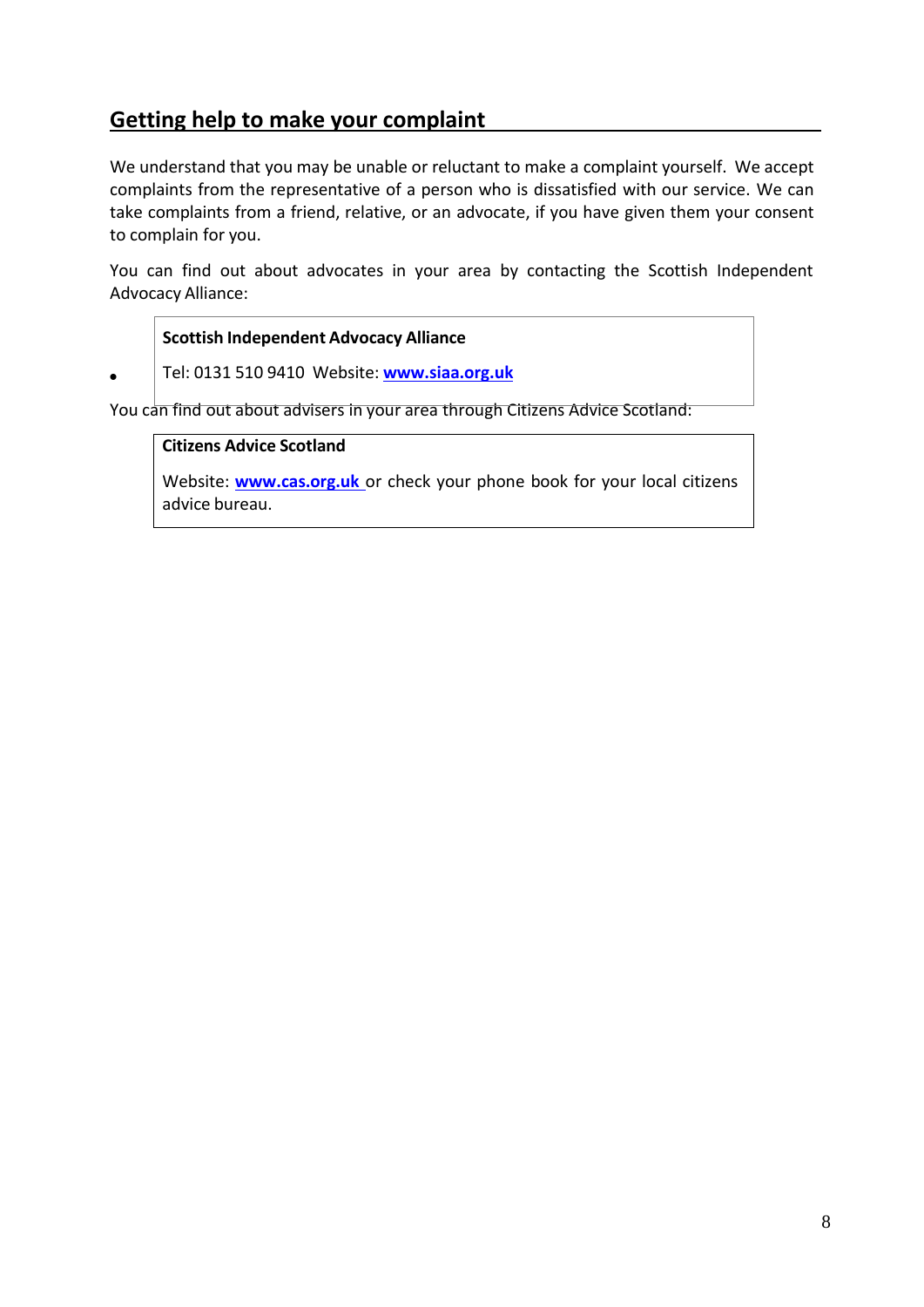## Getting help to make your complaint

We understand that you may be unable or reluctant to make a complaint yourself. We accept complaints from the representative of a person who is dissatisfied with our service. We can take complaints from a friend, relative, or an advocate, if you have given them your consent to complain for you.

You can find out about advocates in your area by contacting the Scottish Independent Advocacy Alliance:

> **Scottish Independent Advocacy Alliance**
>
> Tel: 0131 510 9410 Website: **www.siaa.org.uk**

You can find out about advisers in your area through Citizens Advice Scotland:

> **Citizens Advice Scotland**
>
> Website: **www.cas.org.uk** or check your phone book for your local citizens advice bureau.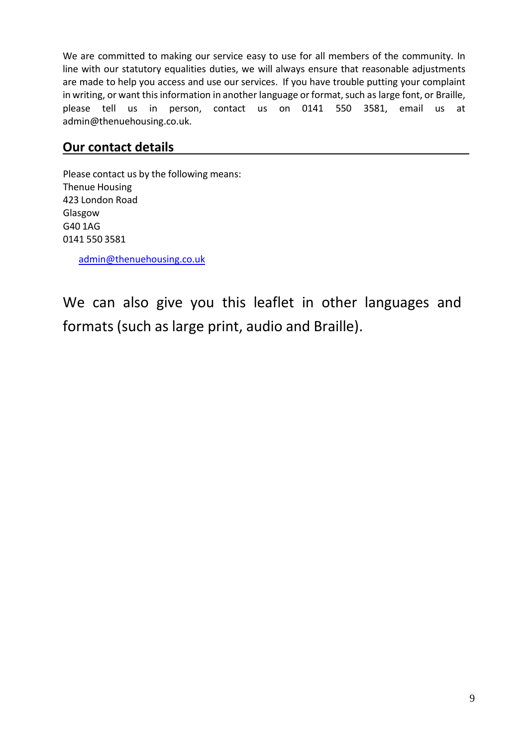We are committed to making our service easy to use for all members of the community. In line with our statutory equalities duties, we will always ensure that reasonable adjustments are made to help you access and use our services. If you have trouble putting your complaint in writing, or want this information in another language or format, such as large font, or Braille, please tell us in person, contact us on 0141 550 3581, email us at admin@thenuehousing.co.uk.

## Our contact details

Please contact us by the following means:
Thenue Housing
423 London Road
Glasgow
G40 1AG
0141 550 3581

admin@thenuehousing.co.uk

We can also give you this leaflet in other languages and formats (such as large print, audio and Braille).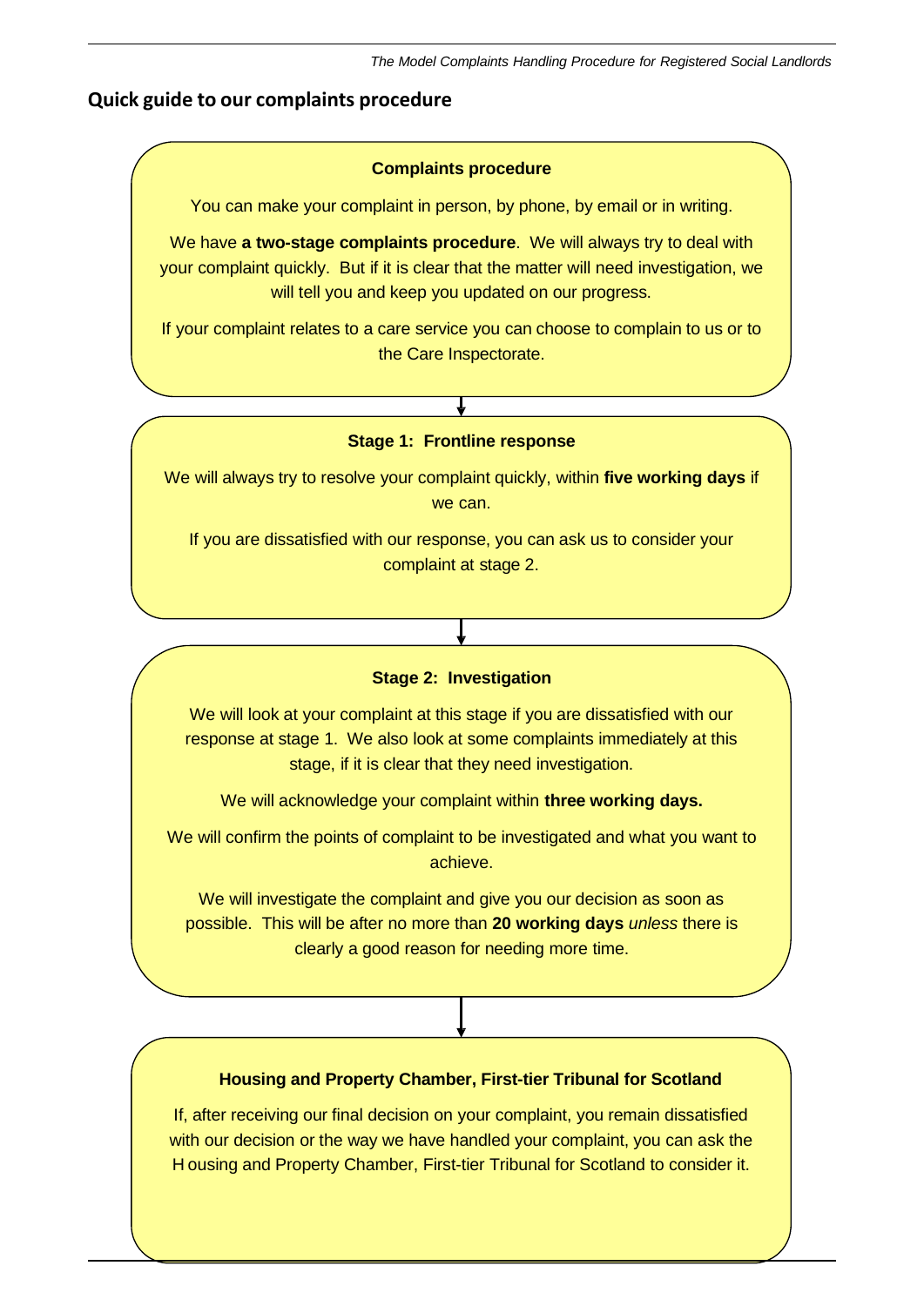## Quick guide to our complaints procedure

**Complaints procedure**

You can make your complaint in person, by phone, by email or in writing.

We have **a two-stage complaints procedure**. We will always try to deal with your complaint quickly. But if it is clear that the matter will need investigation, we will tell you and keep you updated on our progress.

If your complaint relates to a care service you can choose to complain to us or to the Care Inspectorate.

**Stage 1: Frontline response**

We will always try to resolve your complaint quickly, within **five working days** if we can.

If you are dissatisfied with our response, you can ask us to consider your complaint at stage 2.

**Stage 2: Investigation**

We will look at your complaint at this stage if you are dissatisfied with our response at stage 1. We also look at some complaints immediately at this stage, if it is clear that they need investigation.

We will acknowledge your complaint within **three working days.**

We will confirm the points of complaint to be investigated and what you want to achieve.

We will investigate the complaint and give you our decision as soon as possible. This will be after no more than **20 working days** *unless* there is clearly a good reason for needing more time.

**Housing and Property Chamber, First-tier Tribunal for Scotland**

If, after receiving our final decision on your complaint, you remain dissatisfied with our decision or the way we have handled your complaint, you can ask the Housing and Property Chamber, First-tier Tribunal for Scotland to consider it.